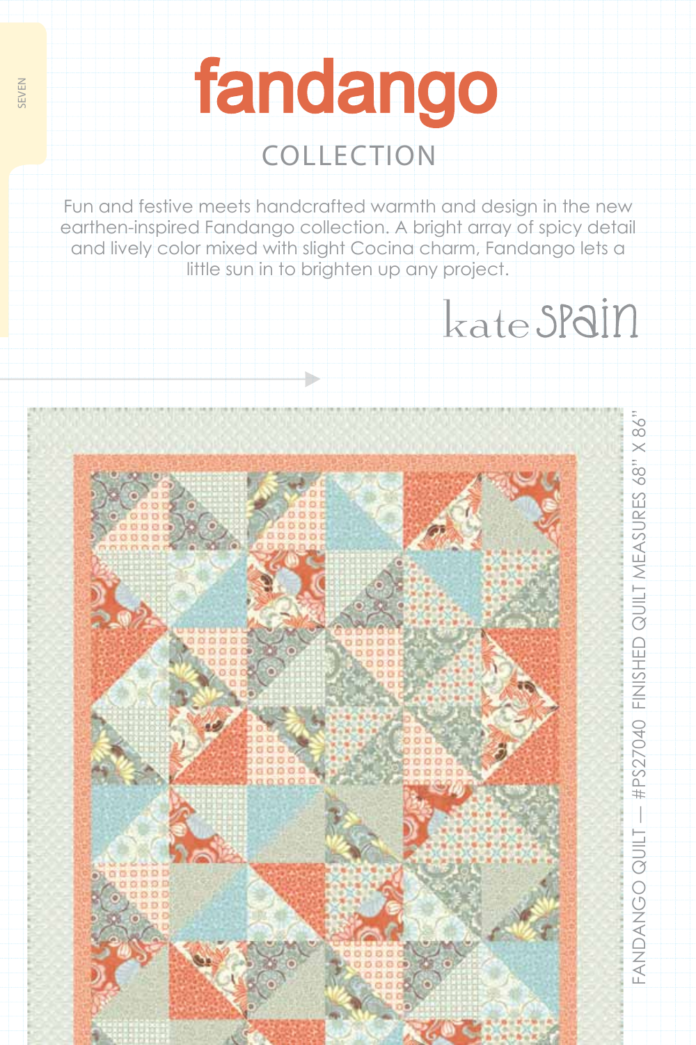# fandango

## COLLECTION

Fun and festive meets handcrafted warmth and design in the new earthen-inspired Fandango collection. A bright array of spicy detail and lively color mixed with slight Cocina charm, Fandango lets a little sun in to brighten up any project.

kate spain

FANDANGO QUILT — #PS27040 FINISHED QUILT MEASURES 68" X 86"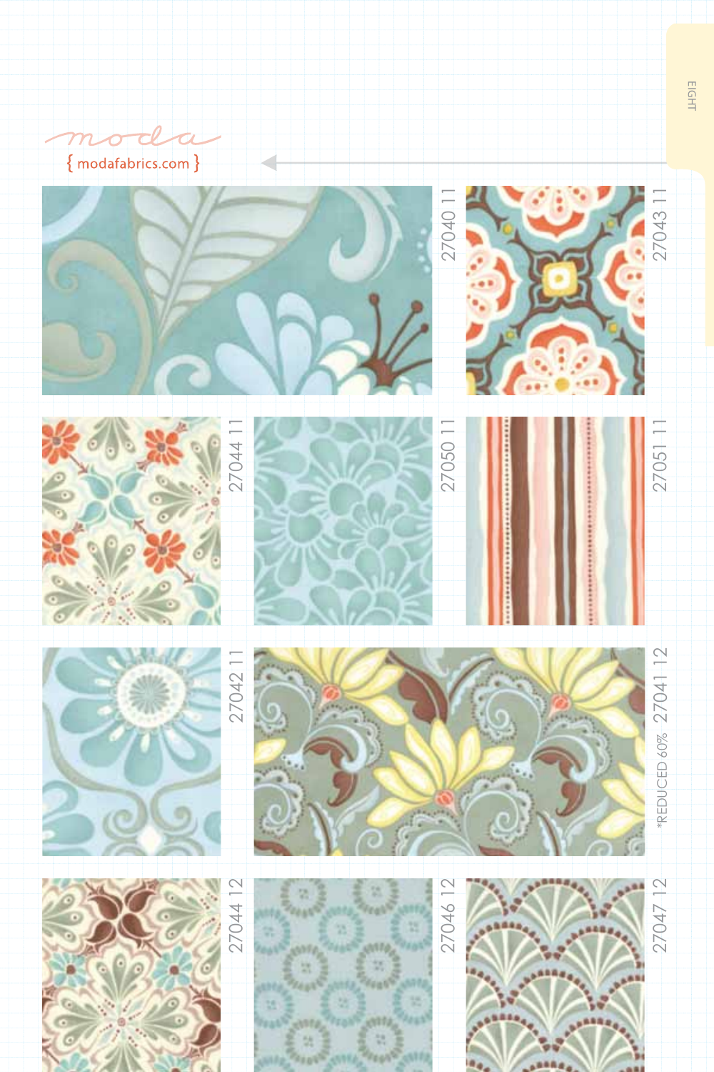moda

{ modafabrics.com }

27040 11

27043 11

27044 11

27050 11

27051 11

27042 11

27041 12

*REDUCED 60%

27044 12

27046 12

27047 12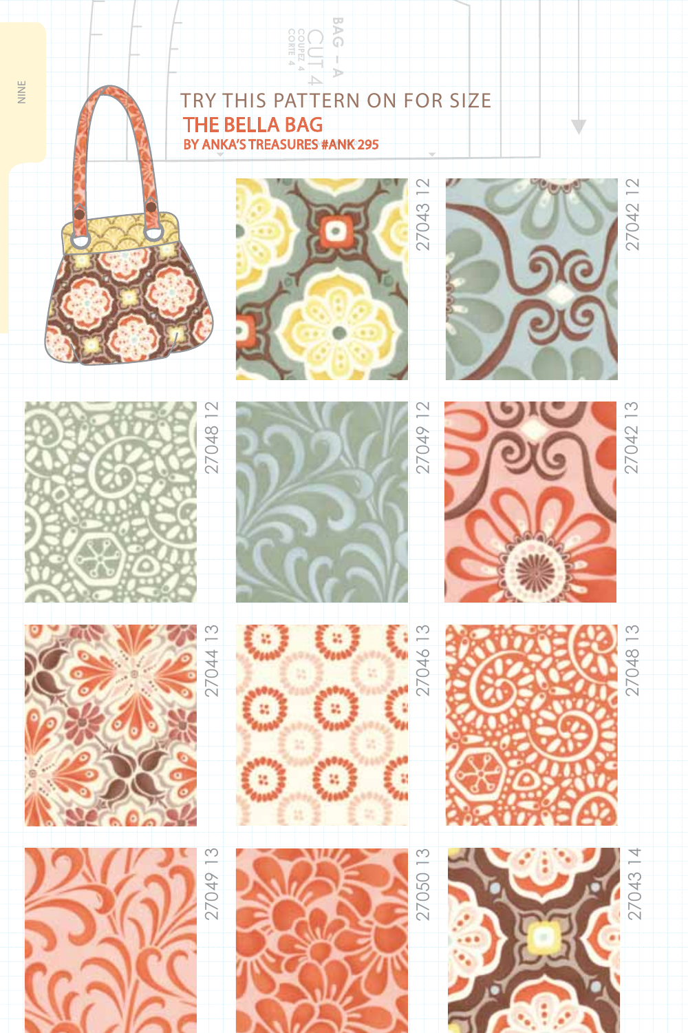TRY THIS PATTERN ON FOR SIZE

## THE BELLA BAG

BY ANKA'S TREASURES #ANK 295

27043 12

27042 12

27048 12

27049 12

27042 13

27044 13

27046 13

27048 13

27049 13

27050 13

27043 14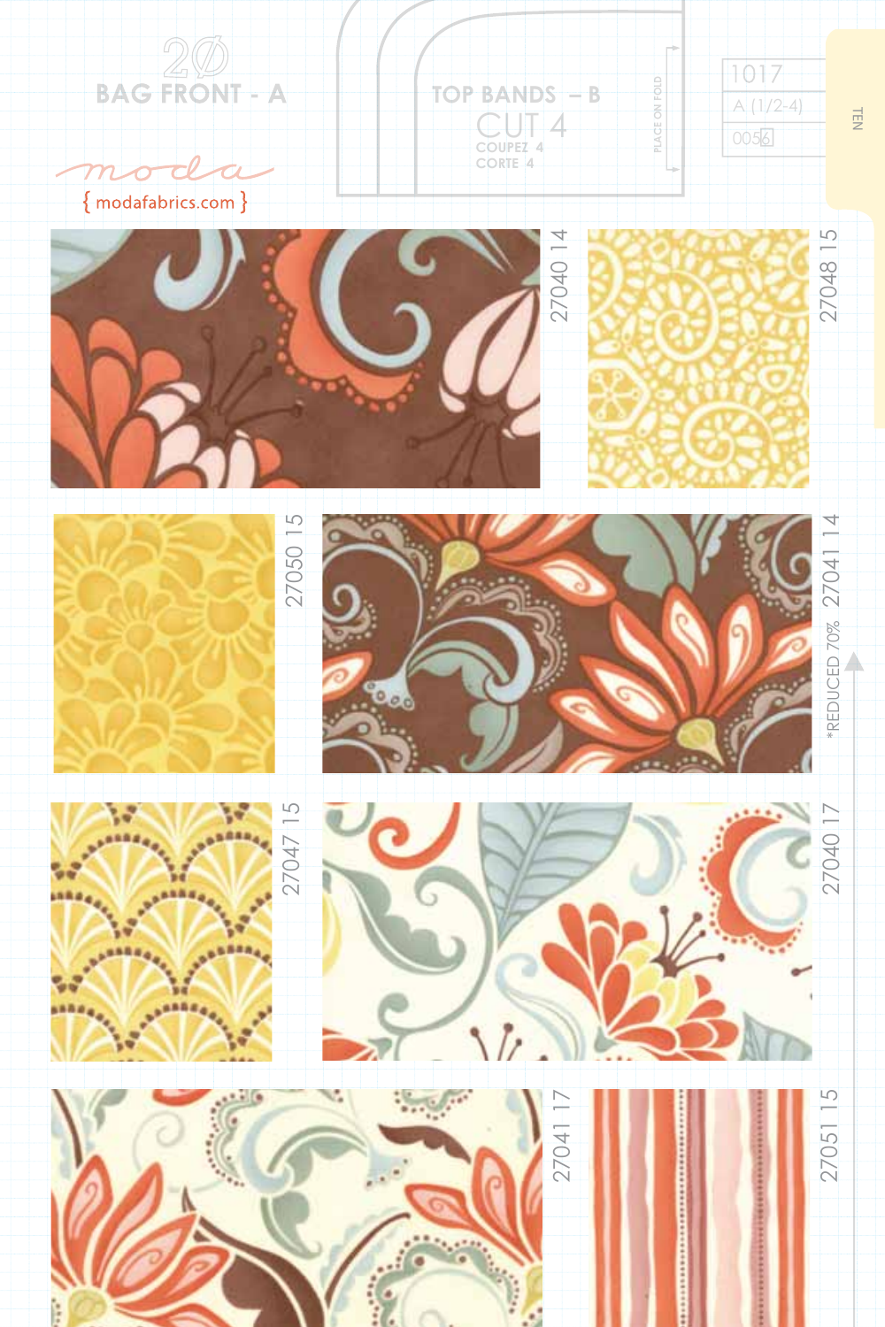20

BAG FRONT - A

TOP BANDS – B

CUT 4

COUPEZ 4

CORTE 4

PLACE ON FOLD

1017

A (1/2-4)

0056

TEN

moda

{ modafabrics.com }

27040 14

27048 15

27050 15

27041 14

*REDUCED 70%

27047 15

27040 17

27041 17

27051 15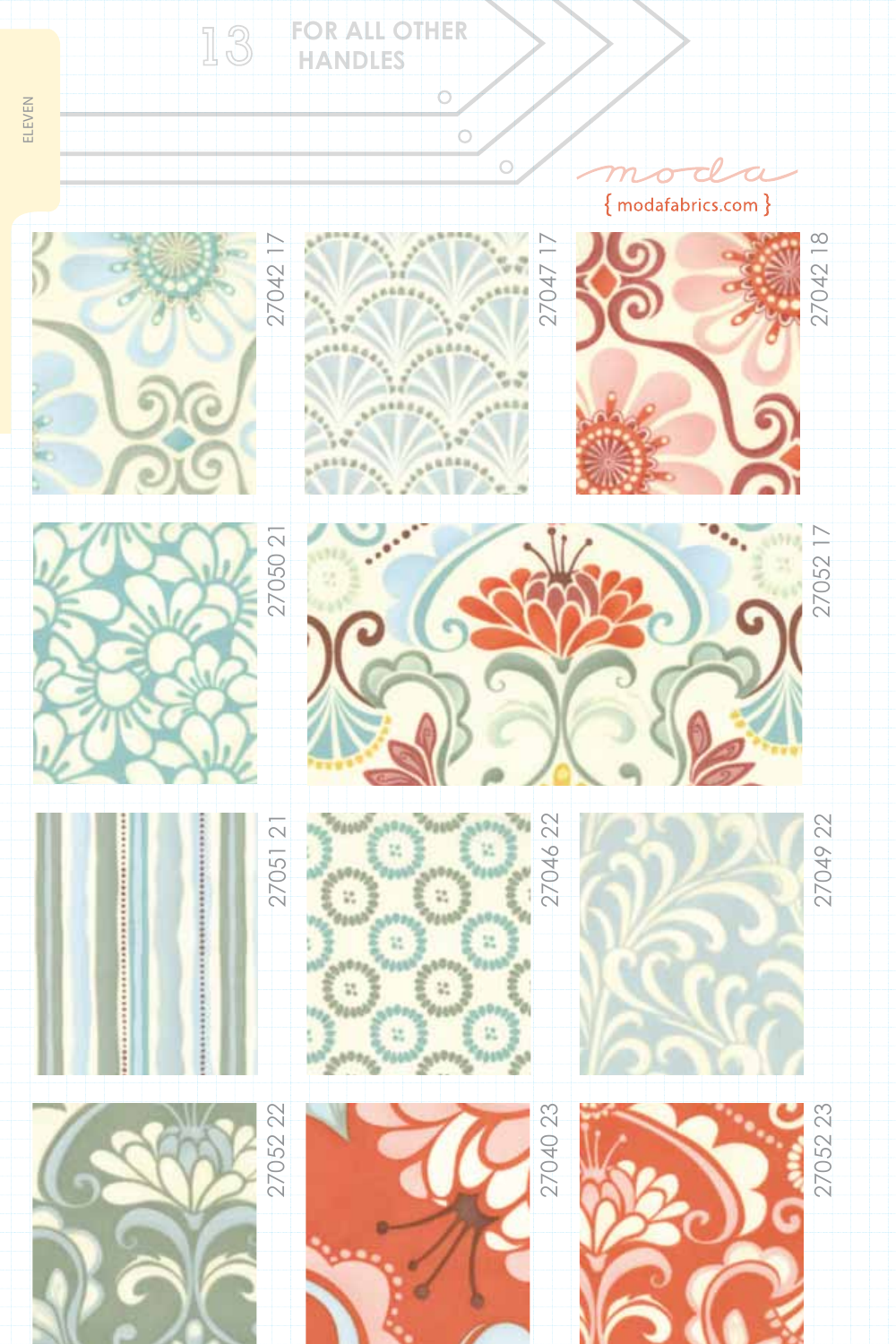# 13 FOR ALL OTHER HANDLES

ELEVEN

moda

{ modafabrics.com }

27042 17

27047 17

27042 18

27050 21

27052 17

27051 21

27046 22

27049 22

27052 22

27040 23

27052 23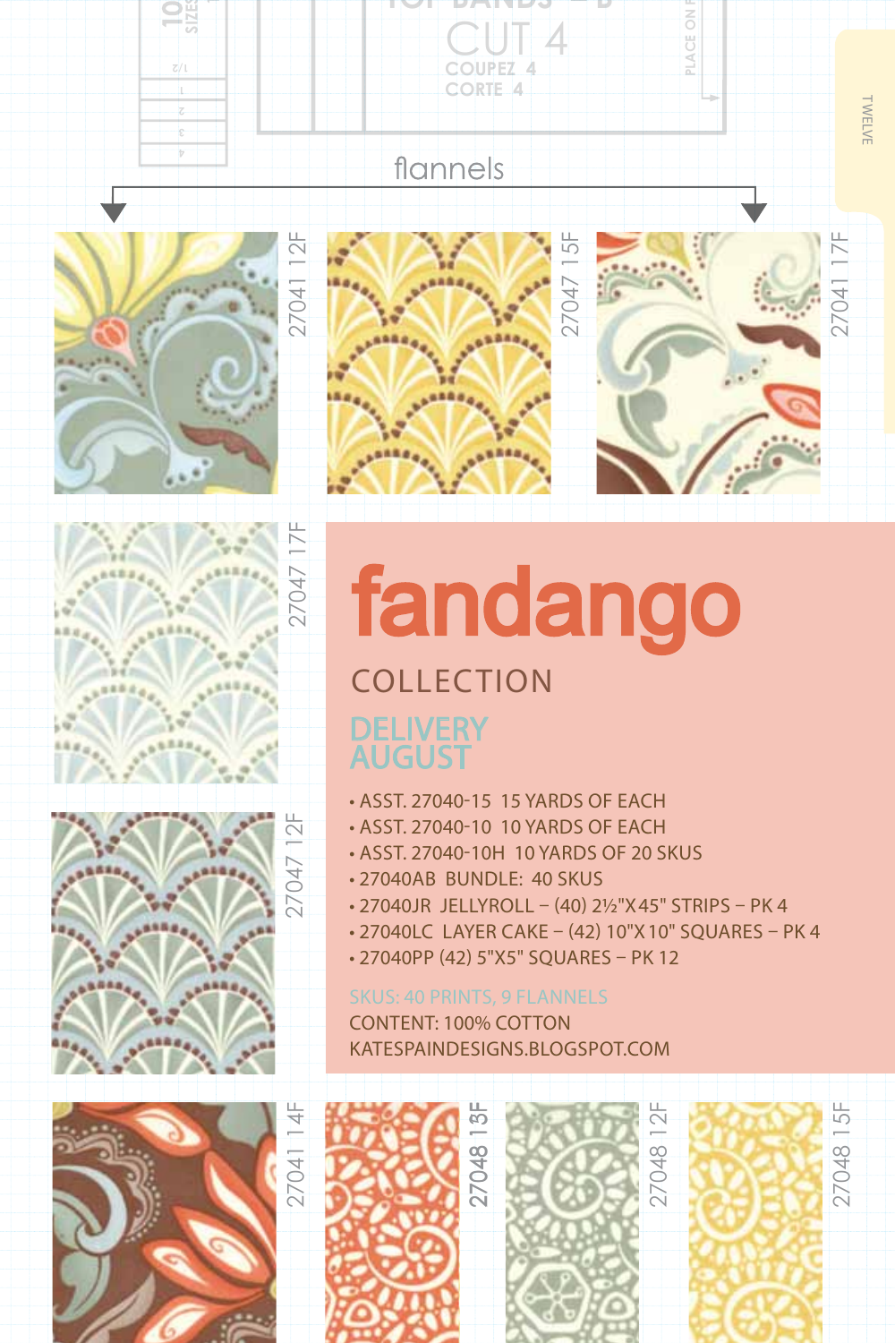flannels

27041 12F

27047 15F

27041 17F

27047 17F

# fandango

## COLLECTION

## DELIVERY AUGUST

- ASST. 27040-15 15 YARDS OF EACH
- ASST. 27040-10 10 YARDS OF EACH
- ASST. 27040-10H 10 YARDS OF 20 SKUS
- 27040AB BUNDLE: 40 SKUS
- 27040JR JELLYROLL – (40) 2½"X45" STRIPS – PK 4
- 27040LC LAYER CAKE – (42) 10"X10" SQUARES – PK 4
- 27040PP (42) 5"X5" SQUARES – PK 12

SKUS: 40 PRINTS, 9 FLANNELS

CONTENT: 100% COTTON

KATESPAINDESIGNS.BLOGSPOT.COM

27047 12F

27041 14F

27048 13F

27048 12F

27048 15F